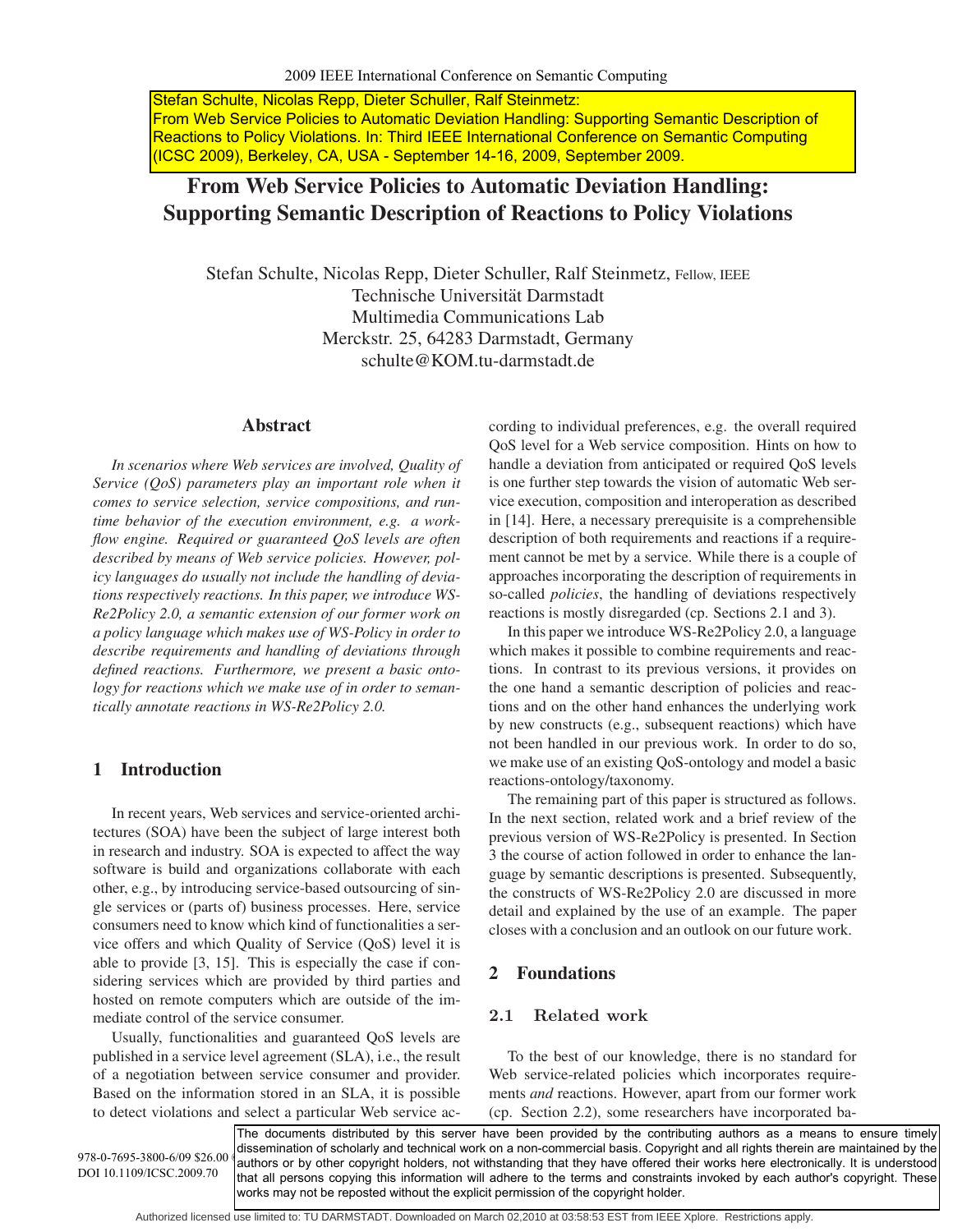Stefan Schulte, Nicolas Repp, Dieter Schuller, Ralf Steinmetz: From Web Service Policies to Automatic Deviation Handling: Supporting Semantic Description of Reactions to Policy Violations. In: Third IEEE International Conference on Semantic Computing (ICSC 2009), Berkeley, CA, USA - September 14-16, 2009, September 2009.

# From Web Service Policies to Automatic Deviation Handling: Supporting Semantic Description of Reactions to Policy Violations

Stefan Schulte, Nicolas Repp, Dieter Schuller, Ralf Steinmetz, Fellow, IEEE
Technische Universität Darmstadt
Multimedia Communications Lab
Merckstr. 25, 64283 Darmstadt, Germany
schulte@KOM.tu-darmstadt.de

## Abstract

*In scenarios where Web services are involved, Quality of Service (QoS) parameters play an important role when it comes to service selection, service compositions, and runtime behavior of the execution environment, e.g. a workflow engine. Required or guaranteed QoS levels are often described by means of Web service policies. However, policy languages do usually not include the handling of deviations respectively reactions. In this paper, we introduce WS-Re2Policy 2.0, a semantic extension of our former work on a policy language which makes use of WS-Policy in order to describe requirements and handling of deviations through defined reactions. Furthermore, we present a basic ontology for reactions which we make use of in order to semantically annotate reactions in WS-Re2Policy 2.0.*

## 1 Introduction

In recent years, Web services and service-oriented architectures (SOA) have been the subject of large interest both in research and industry. SOA is expected to affect the way software is build and organizations collaborate with each other, e.g., by introducing service-based outsourcing of single services or (parts of) business processes. Here, service consumers need to know which kind of functionalities a service offers and which Quality of Service (QoS) level it is able to provide [3, 15]. This is especially the case if considering services which are provided by third parties and hosted on remote computers which are outside of the immediate control of the service consumer.

Usually, functionalities and guaranteed QoS levels are published in a service level agreement (SLA), i.e., the result of a negotiation between service consumer and provider. Based on the information stored in an SLA, it is possible to detect violations and select a particular Web service according to individual preferences, e.g. the overall required QoS level for a Web service composition. Hints on how to handle a deviation from anticipated or required QoS levels is one further step towards the vision of automatic Web service execution, composition and interoperation as described in [14]. Here, a necessary prerequisite is a comprehensible description of both requirements and reactions if a requirement cannot be met by a service. While there is a couple of approaches incorporating the description of requirements in so-called *policies*, the handling of deviations respectively reactions is mostly disregarded (cp. Sections 2.1 and 3).

In this paper we introduce WS-Re2Policy 2.0, a language which makes it possible to combine requirements and reactions. In contrast to its previous versions, it provides on the one hand a semantic description of policies and reactions and on the other hand enhances the underlying work by new constructs (e.g., subsequent reactions) which have not been handled in our previous work. In order to do so, we make use of an existing QoS-ontology and model a basic reactions-ontology/taxonomy.

The remaining part of this paper is structured as follows. In the next section, related work and a brief review of the previous version of WS-Re2Policy is presented. In Section 3 the course of action followed in order to enhance the language by semantic descriptions is presented. Subsequently, the constructs of WS-Re2Policy 2.0 are discussed in more detail and explained by the use of an example. The paper closes with a conclusion and an outlook on our future work.

## 2 Foundations

### 2.1 Related work

To the best of our knowledge, there is no standard for Web service-related policies which incorporates requirements *and* reactions. However, apart from our former work (cp. Section 2.2), some researchers have incorporated ba-

978-0-7695-3800-6/09 $26.00
DOI 10.1109/ICSC.2009.70

The documents distributed by this server have been provided by the contributing authors as a means to ensure timely dissemination of scholarly and technical work on a non-commercial basis. Copyright and all rights therein are maintained by the authors or by other copyright holders, not withstanding that they have offered their works here electronically. It is understood that all persons copying this information will adhere to the terms and constraints invoked by each author's copyright. These works may not be reposted without the explicit permission of the copyright holder.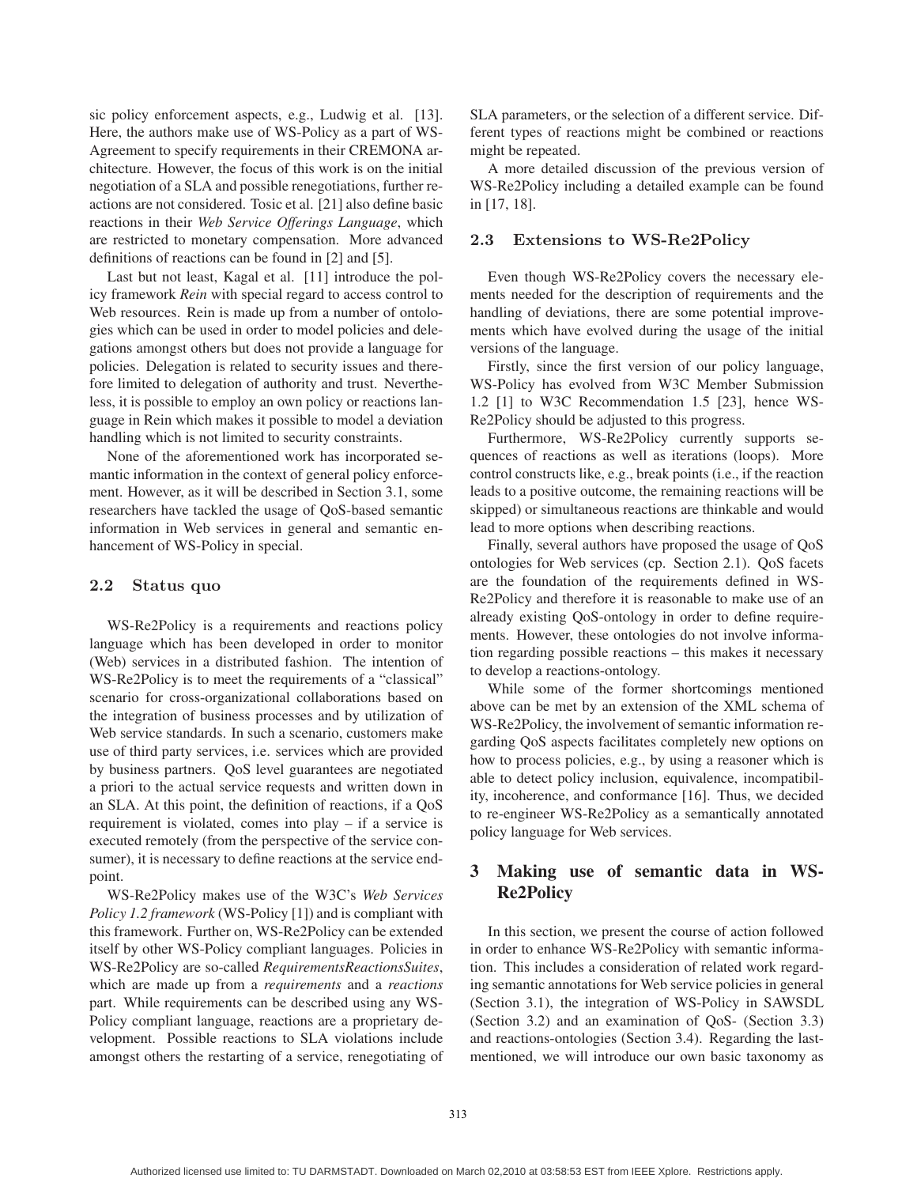sic policy enforcement aspects, e.g., Ludwig et al. [13]. Here, the authors make use of WS-Policy as a part of WS-Agreement to specify requirements in their CREMONA architecture. However, the focus of this work is on the initial negotiation of a SLA and possible renegotiations, further reactions are not considered. Tosic et al. [21] also define basic reactions in their *Web Service Offerings Language*, which are restricted to monetary compensation. More advanced definitions of reactions can be found in [2] and [5].

Last but not least, Kagal et al. [11] introduce the policy framework *Rein* with special regard to access control to Web resources. Rein is made up from a number of ontologies which can be used in order to model policies and delegations amongst others but does not provide a language for policies. Delegation is related to security issues and therefore limited to delegation of authority and trust. Nevertheless, it is possible to employ an own policy or reactions language in Rein which makes it possible to model a deviation handling which is not limited to security constraints.

None of the aforementioned work has incorporated semantic information in the context of general policy enforcement. However, as it will be described in Section 3.1, some researchers have tackled the usage of QoS-based semantic information in Web services in general and semantic enhancement of WS-Policy in special.

### 2.2 Status quo

WS-Re2Policy is a requirements and reactions policy language which has been developed in order to monitor (Web) services in a distributed fashion. The intention of WS-Re2Policy is to meet the requirements of a "classical" scenario for cross-organizational collaborations based on the integration of business processes and by utilization of Web service standards. In such a scenario, customers make use of third party services, i.e. services which are provided by business partners. QoS level guarantees are negotiated a priori to the actual service requests and written down in an SLA. At this point, the definition of reactions, if a QoS requirement is violated, comes into play – if a service is executed remotely (from the perspective of the service consumer), it is necessary to define reactions at the service endpoint.

WS-Re2Policy makes use of the W3C's *Web Services Policy 1.2 framework* (WS-Policy [1]) and is compliant with this framework. Further on, WS-Re2Policy can be extended itself by other WS-Policy compliant languages. Policies in WS-Re2Policy are so-called *RequirementsReactionsSuites*, which are made up from a *requirements* and a *reactions* part. While requirements can be described using any WS-Policy compliant language, reactions are a proprietary development. Possible reactions to SLA violations include amongst others the restarting of a service, renegotiating of SLA parameters, or the selection of a different service. Different types of reactions might be combined or reactions might be repeated.

A more detailed discussion of the previous version of WS-Re2Policy including a detailed example can be found in [17, 18].

### 2.3 Extensions to WS-Re2Policy

Even though WS-Re2Policy covers the necessary elements needed for the description of requirements and the handling of deviations, there are some potential improvements which have evolved during the usage of the initial versions of the language.

Firstly, since the first version of our policy language, WS-Policy has evolved from W3C Member Submission 1.2 [1] to W3C Recommendation 1.5 [23], hence WS-Re2Policy should be adjusted to this progress.

Furthermore, WS-Re2Policy currently supports sequences of reactions as well as iterations (loops). More control constructs like, e.g., break points (i.e., if the reaction leads to a positive outcome, the remaining reactions will be skipped) or simultaneous reactions are thinkable and would lead to more options when describing reactions.

Finally, several authors have proposed the usage of QoS ontologies for Web services (cp. Section 2.1). QoS facets are the foundation of the requirements defined in WS-Re2Policy and therefore it is reasonable to make use of an already existing QoS-ontology in order to define requirements. However, these ontologies do not involve information regarding possible reactions – this makes it necessary to develop a reactions-ontology.

While some of the former shortcomings mentioned above can be met by an extension of the XML schema of WS-Re2Policy, the involvement of semantic information regarding QoS aspects facilitates completely new options on how to process policies, e.g., by using a reasoner which is able to detect policy inclusion, equivalence, incompatibility, incoherence, and conformance [16]. Thus, we decided to re-engineer WS-Re2Policy as a semantically annotated policy language for Web services.

## 3 Making use of semantic data in WS-Re2Policy

In this section, we present the course of action followed in order to enhance WS-Re2Policy with semantic information. This includes a consideration of related work regarding semantic annotations for Web service policies in general (Section 3.1), the integration of WS-Policy in SAWSDL (Section 3.2) and an examination of QoS- (Section 3.3) and reactions-ontologies (Section 3.4). Regarding the last-mentioned, we will introduce our own basic taxonomy as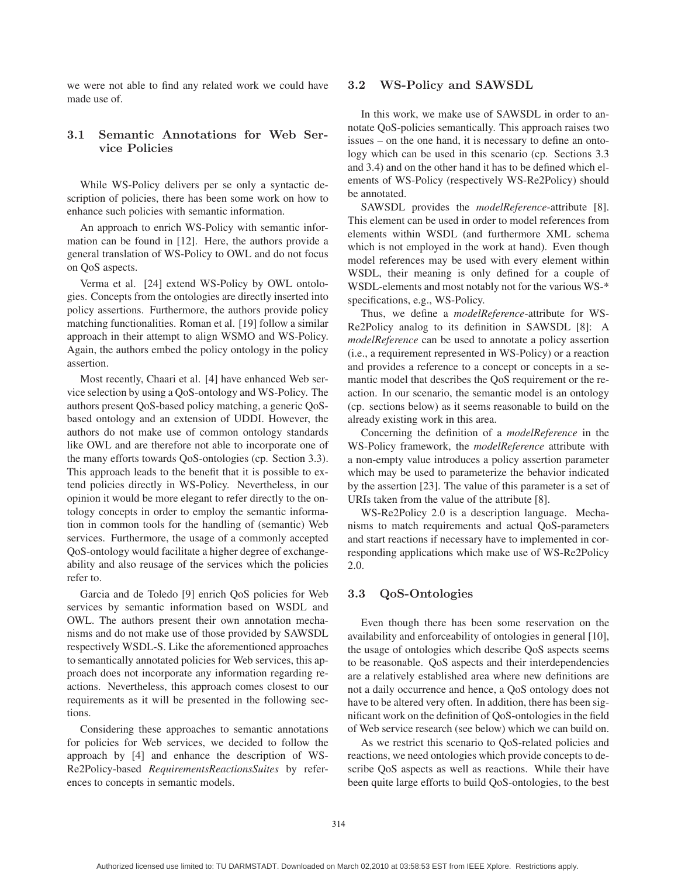we were not able to find any related work we could have made use of.

### 3.1 Semantic Annotations for Web Service Policies

While WS-Policy delivers per se only a syntactic description of policies, there has been some work on how to enhance such policies with semantic information.

An approach to enrich WS-Policy with semantic information can be found in [12]. Here, the authors provide a general translation of WS-Policy to OWL and do not focus on QoS aspects.

Verma et al. [24] extend WS-Policy by OWL ontologies. Concepts from the ontologies are directly inserted into policy assertions. Furthermore, the authors provide policy matching functionalities. Roman et al. [19] follow a similar approach in their attempt to align WSMO and WS-Policy. Again, the authors embed the policy ontology in the policy assertion.

Most recently, Chaari et al. [4] have enhanced Web service selection by using a QoS-ontology and WS-Policy. The authors present QoS-based policy matching, a generic QoS-based ontology and an extension of UDDI. However, the authors do not make use of common ontology standards like OWL and are therefore not able to incorporate one of the many efforts towards QoS-ontologies (cp. Section 3.3). This approach leads to the benefit that it is possible to extend policies directly in WS-Policy. Nevertheless, in our opinion it would be more elegant to refer directly to the ontology concepts in order to employ the semantic information in common tools for the handling of (semantic) Web services. Furthermore, the usage of a commonly accepted QoS-ontology would facilitate a higher degree of exchangeability and also reusage of the services which the policies refer to.

Garcia and de Toledo [9] enrich QoS policies for Web services by semantic information based on WSDL and OWL. The authors present their own annotation mechanisms and do not make use of those provided by SAWSDL respectively WSDL-S. Like the aforementioned approaches to semantically annotated policies for Web services, this approach does not incorporate any information regarding reactions. Nevertheless, this approach comes closest to our requirements as it will be presented in the following sections.

Considering these approaches to semantic annotations for policies for Web services, we decided to follow the approach by [4] and enhance the description of WS-Re2Policy-based *RequirementsReactionsSuites* by references to concepts in semantic models.

### 3.2 WS-Policy and SAWSDL

In this work, we make use of SAWSDL in order to annotate QoS-policies semantically. This approach raises two issues – on the one hand, it is necessary to define an ontology which can be used in this scenario (cp. Sections 3.3 and 3.4) and on the other hand it has to be defined which elements of WS-Policy (respectively WS-Re2Policy) should be annotated.

SAWSDL provides the *modelReference*-attribute [8]. This element can be used in order to model references from elements within WSDL (and furthermore XML schema which is not employed in the work at hand). Even though model references may be used with every element within WSDL, their meaning is only defined for a couple of WSDL-elements and most notably not for the various WS-* specifications, e.g., WS-Policy.

Thus, we define a *modelReference*-attribute for WS-Re2Policy analog to its definition in SAWSDL [8]: A *modelReference* can be used to annotate a policy assertion (i.e., a requirement represented in WS-Policy) or a reaction and provides a reference to a concept or concepts in a semantic model that describes the QoS requirement or the reaction. In our scenario, the semantic model is an ontology (cp. sections below) as it seems reasonable to build on the already existing work in this area.

Concerning the definition of a *modelReference* in the WS-Policy framework, the *modelReference* attribute with a non-empty value introduces a policy assertion parameter which may be used to parameterize the behavior indicated by the assertion [23]. The value of this parameter is a set of URIs taken from the value of the attribute [8].

WS-Re2Policy 2.0 is a description language. Mechanisms to match requirements and actual QoS-parameters and start reactions if necessary have to implemented in corresponding applications which make use of WS-Re2Policy 2.0.

### 3.3 QoS-Ontologies

Even though there has been some reservation on the availability and enforceability of ontologies in general [10], the usage of ontologies which describe QoS aspects seems to be reasonable. QoS aspects and their interdependencies are a relatively established area where new definitions are not a daily occurrence and hence, a QoS ontology does not have to be altered very often. In addition, there has been significant work on the definition of QoS-ontologies in the field of Web service research (see below) which we can build on.

As we restrict this scenario to QoS-related policies and reactions, we need ontologies which provide concepts to describe QoS aspects as well as reactions. While their have been quite large efforts to build QoS-ontologies, to the best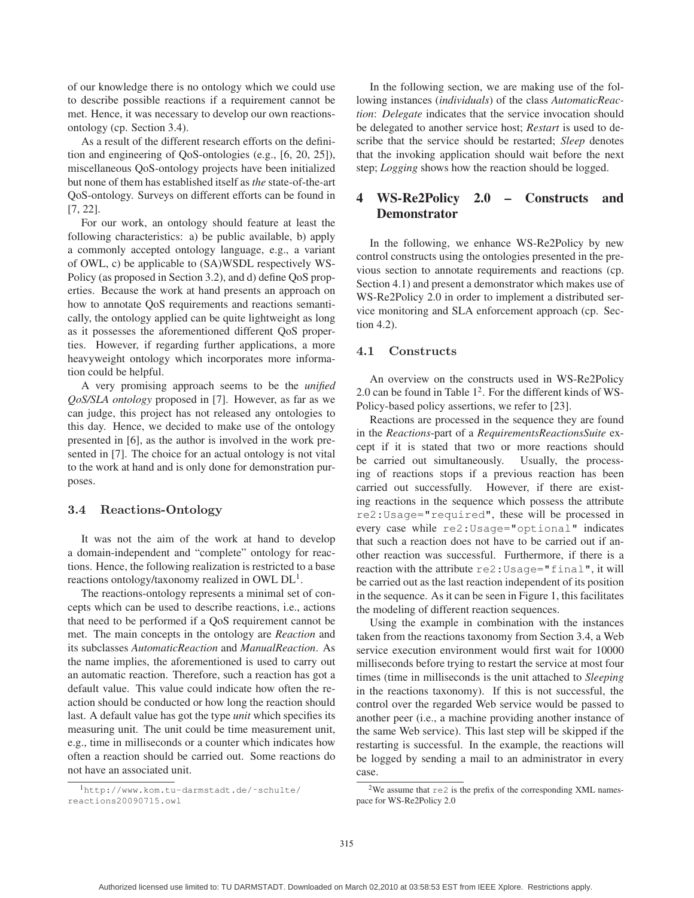of our knowledge there is no ontology which we could use to describe possible reactions if a requirement cannot be met. Hence, it was necessary to develop our own reactions-ontology (cp. Section 3.4).

As a result of the different research efforts on the definition and engineering of QoS-ontologies (e.g., [6, 20, 25]), miscellaneous QoS-ontology projects have been initialized but none of them has established itself as *the* state-of-the-art QoS-ontology. Surveys on different efforts can be found in [7, 22].

For our work, an ontology should feature at least the following characteristics: a) be public available, b) apply a commonly accepted ontology language, e.g., a variant of OWL, c) be applicable to (SA)WSDL respectively WS-Policy (as proposed in Section 3.2), and d) define QoS properties. Because the work at hand presents an approach on how to annotate QoS requirements and reactions semantically, the ontology applied can be quite lightweight as long as it possesses the aforementioned different QoS properties. However, if regarding further applications, a more heavyweight ontology which incorporates more information could be helpful.

A very promising approach seems to be the *unified QoS/SLA ontology* proposed in [7]. However, as far as we can judge, this project has not released any ontologies to this day. Hence, we decided to make use of the ontology presented in [6], as the author is involved in the work presented in [7]. The choice for an actual ontology is not vital to the work at hand and is only done for demonstration purposes.

### 3.4 Reactions-Ontology

It was not the aim of the work at hand to develop a domain-independent and "complete" ontology for reactions. Hence, the following realization is restricted to a base reactions ontology/taxonomy realized in OWL DL[1].

The reactions-ontology represents a minimal set of concepts which can be used to describe reactions, i.e., actions that need to be performed if a QoS requirement cannot be met. The main concepts in the ontology are *Reaction* and its subclasses *AutomaticReaction* and *ManualReaction*. As the name implies, the aforementioned is used to carry out an automatic reaction. Therefore, such a reaction has got a default value. This value could indicate how often the reaction should be conducted or how long the reaction should last. A default value has got the type *unit* which specifies its measuring unit. The unit could be time measurement unit, e.g., time in milliseconds or a counter which indicates how often a reaction should be carried out. Some reactions do not have an associated unit.

In the following section, we are making use of the following instances (*individuals*) of the class *AutomaticReaction*: *Delegate* indicates that the service invocation should be delegated to another service host; *Restart* is used to describe that the service should be restarted; *Sleep* denotes that the invoking application should wait before the next step; *Logging* shows how the reaction should be logged.

## 4 WS-Re2Policy 2.0 – Constructs and Demonstrator

In the following, we enhance WS-Re2Policy by new control constructs using the ontologies presented in the previous section to annotate requirements and reactions (cp. Section 4.1) and present a demonstrator which makes use of WS-Re2Policy 2.0 in order to implement a distributed service monitoring and SLA enforcement approach (cp. Section 4.2).

### 4.1 Constructs

An overview on the constructs used in WS-Re2Policy 2.0 can be found in Table 1[2]. For the different kinds of WS-Policy-based policy assertions, we refer to [23].

Reactions are processed in the sequence they are found in the *Reactions*-part of a *RequirementsReactionsSuite* except if it is stated that two or more reactions should be carried out simultaneously. Usually, the processing of reactions stops if a previous reaction has been carried out successfully. However, if there are existing reactions in the sequence which possess the attribute `re2:Usage="required"`, these will be processed in every case while `re2:Usage="optional"` indicates that such a reaction does not have to be carried out if another reaction was successful. Furthermore, if there is a reaction with the attribute `re2:Usage="final"`, it will be carried out as the last reaction independent of its position in the sequence. As it can be seen in Figure 1, this facilitates the modeling of different reaction sequences.

Using the example in combination with the instances taken from the reactions taxonomy from Section 3.4, a Web service execution environment would first wait for 10000 milliseconds before trying to restart the service at most four times (time in milliseconds is the unit attached to *Sleeping* in the reactions taxonomy). If this is not successful, the control over the regarded Web service would be passed to another peer (i.e., a machine providing another instance of the same Web service). This last step will be skipped if the restarting is successful. In the example, the reactions will be logged by sending a mail to an administrator in every case.

[1] `http://www.kom.tu-darmstadt.de/~schulte/reactions20090715.owl`

[2] We assume that `re2` is the prefix of the corresponding XML namespace for WS-Re2Policy 2.0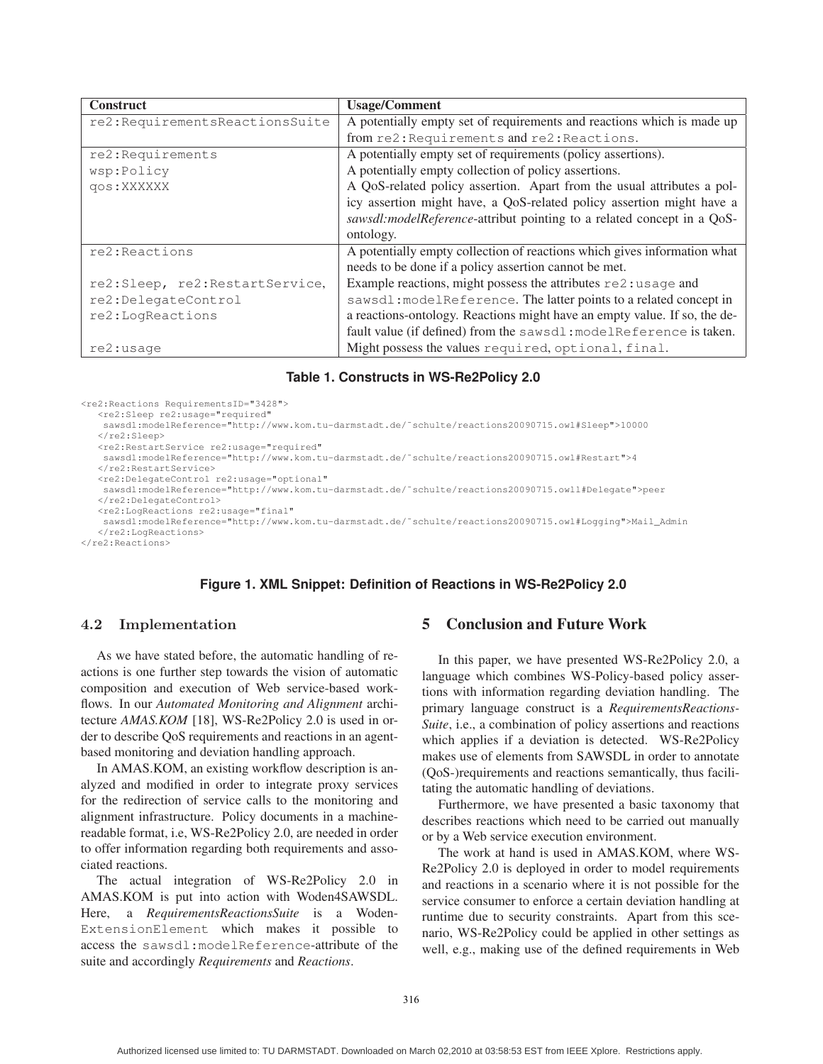| Construct | Usage/Comment |
| --- | --- |
| re2:RequirementsReactionsSuite | A potentially empty set of requirements and reactions which is made up from re2:Requirements and re2:Reactions. |
| re2:Requirements | A potentially empty set of requirements (policy assertions). |
| wsp:Policy | A potentially empty collection of policy assertions. |
| qos:XXXXXX | A QoS-related policy assertion. Apart from the usual attributes a policy assertion might have, a QoS-related policy assertion might have a *sawsdl:modelReference*-attribut pointing to a related concept in a QoS-ontology. |
| re2:Reactions | A potentially empty collection of reactions which gives information what needs to be done if a policy assertion cannot be met. |
| re2:Sleep, re2:RestartService, re2:DelegateControl re2:LogReactions | Example reactions, might possess the attributes re2:usage and sawsdl:modelReference. The latter points to a related concept in a reactions-ontology. Reactions might have an empty value. If so, the default value (if defined) from the sawsdl:modelReference is taken. |
| re2:usage | Might possess the values required, optional, final. |

**Table 1. Constructs in WS-Re2Policy 2.0**

```
<re2:Reactions RequirementsID="3428">
   <re2:Sleep re2:usage="required"
    sawsdl:modelReference="http://www.kom.tu-darmstadt.de/~schulte/reactions20090715.owl#Sleep">10000
   </re2:Sleep>
   <re2:RestartService re2:usage="required"
    sawsdl:modelReference="http://www.kom.tu-darmstadt.de/~schulte/reactions20090715.owl#Restart">4
   </re2:RestartService>
   <re2:DelegateControl re2:usage="optional"
    sawsdl:modelReference="http://www.kom.tu-darmstadt.de/~schulte/reactions20090715.owl1#Delegate">peer
   </re2:DelegateControl>
   <re2:LogReactions re2:usage="final"
    sawsdl:modelReference="http://www.kom.tu-darmstadt.de/~schulte/reactions20090715.owl#Logging">Mail_Admin
   </re2:LogReactions>
</re2:Reactions>
```

**Figure 1. XML Snippet: Definition of Reactions in WS-Re2Policy 2.0**

### 4.2 Implementation

As we have stated before, the automatic handling of reactions is one further step towards the vision of automatic composition and execution of Web service-based workflows. In our *Automated Monitoring and Alignment* architecture *AMAS.KOM* [18], WS-Re2Policy 2.0 is used in order to describe QoS requirements and reactions in an agent-based monitoring and deviation handling approach.

In AMAS.KOM, an existing workflow description is analyzed and modified in order to integrate proxy services for the redirection of service calls to the monitoring and alignment infrastructure. Policy documents in a machine-readable format, i.e, WS-Re2Policy 2.0, are needed in order to offer information regarding both requirements and associated reactions.

The actual integration of WS-Re2Policy 2.0 in AMAS.KOM is put into action with Woden4SAWSDL. Here, a *RequirementsReactionsSuite* is a Woden-ExtensionElement which makes it possible to access the sawsdl:modelReference-attribute of the suite and accordingly *Requirements* and *Reactions*.

## 5 Conclusion and Future Work

In this paper, we have presented WS-Re2Policy 2.0, a language which combines WS-Policy-based policy assertions with information regarding deviation handling. The primary language construct is a *RequirementsReactions-Suite*, i.e., a combination of policy assertions and reactions which applies if a deviation is detected. WS-Re2Policy makes use of elements from SAWSDL in order to annotate (QoS-)requirements and reactions semantically, thus facilitating the automatic handling of deviations.

Furthermore, we have presented a basic taxonomy that describes reactions which need to be carried out manually or by a Web service execution environment.

The work at hand is used in AMAS.KOM, where WS-Re2Policy 2.0 is deployed in order to model requirements and reactions in a scenario where it is not possible for the service consumer to enforce a certain deviation handling at runtime due to security constraints. Apart from this scenario, WS-Re2Policy could be applied in other settings as well, e.g., making use of the defined requirements in Web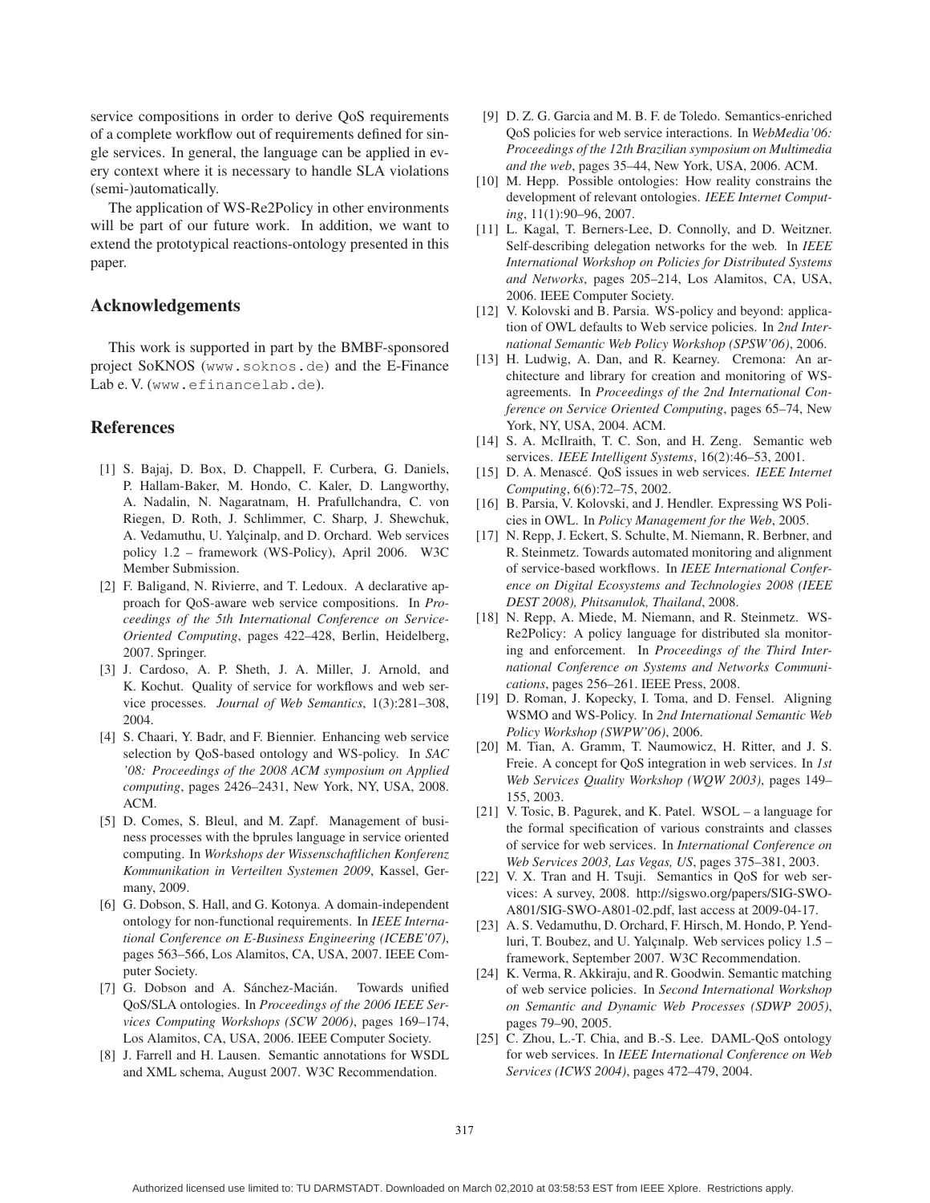service compositions in order to derive QoS requirements of a complete workflow out of requirements defined for single services. In general, the language can be applied in every context where it is necessary to handle SLA violations (semi-)automatically.

The application of WS-Re2Policy in other environments will be part of our future work. In addition, we want to extend the prototypical reactions-ontology presented in this paper.

## Acknowledgements

This work is supported in part by the BMBF-sponsored project SoKNOS (www.soknos.de) and the E-Finance Lab e. V. (www.efinancelab.de).

## References

[1] S. Bajaj, D. Box, D. Chappell, F. Curbera, G. Daniels, P. Hallam-Baker, M. Hondo, C. Kaler, D. Langworthy, A. Nadalin, N. Nagaratnam, H. Prafullchandra, C. von Riegen, D. Roth, J. Schlimmer, C. Sharp, J. Shewchuk, A. Vedamuthu, U. Yalçinalp, and D. Orchard. Web services policy 1.2 – framework (WS-Policy), April 2006. W3C Member Submission.

[2] F. Baligand, N. Rivierre, and T. Ledoux. A declarative approach for QoS-aware web service compositions. In *Proceedings of the 5th International Conference on Service-Oriented Computing*, pages 422–428, Berlin, Heidelberg, 2007. Springer.

[3] J. Cardoso, A. P. Sheth, J. A. Miller, J. Arnold, and K. Kochut. Quality of service for workflows and web service processes. *Journal of Web Semantics*, 1(3):281–308, 2004.

[4] S. Chaari, Y. Badr, and F. Biennier. Enhancing web service selection by QoS-based ontology and WS-policy. In *SAC '08: Proceedings of the 2008 ACM symposium on Applied computing*, pages 2426–2431, New York, NY, USA, 2008. ACM.

[5] D. Comes, S. Bleul, and M. Zapf. Management of business processes with the bprules language in service oriented computing. In *Workshops der Wissenschaftlichen Konferenz Kommunikation in Verteilten Systemen 2009*, Kassel, Germany, 2009.

[6] G. Dobson, S. Hall, and G. Kotonya. A domain-independent ontology for non-functional requirements. In *IEEE International Conference on E-Business Engineering (ICEBE'07)*, pages 563–566, Los Alamitos, CA, USA, 2007. IEEE Computer Society.

[7] G. Dobson and A. Sánchez-Macián. Towards unified QoS/SLA ontologies. In *Proceedings of the 2006 IEEE Services Computing Workshops (SCW 2006)*, pages 169–174, Los Alamitos, CA, USA, 2006. IEEE Computer Society.

[8] J. Farrell and H. Lausen. Semantic annotations for WSDL and XML schema, August 2007. W3C Recommendation.

[9] D. Z. G. Garcia and M. B. F. de Toledo. Semantics-enriched QoS policies for web service interactions. In *WebMedia'06: Proceedings of the 12th Brazilian symposium on Multimedia and the web*, pages 35–44, New York, USA, 2006. ACM.

[10] M. Hepp. Possible ontologies: How reality constrains the development of relevant ontologies. *IEEE Internet Computing*, 11(1):90–96, 2007.

[11] L. Kagal, T. Berners-Lee, D. Connolly, and D. Weitzner. Self-describing delegation networks for the web. In *IEEE International Workshop on Policies for Distributed Systems and Networks*, pages 205–214, Los Alamitos, CA, USA, 2006. IEEE Computer Society.

[12] V. Kolovski and B. Parsia. WS-policy and beyond: application of OWL defaults to Web service policies. In *2nd International Semantic Web Policy Workshop (SPSW'06)*, 2006.

[13] H. Ludwig, A. Dan, and R. Kearney. Cremona: An architecture and library for creation and monitoring of WS-agreements. In *Proceedings of the 2nd International Conference on Service Oriented Computing*, pages 65–74, New York, NY, USA, 2004. ACM.

[14] S. A. McIlraith, T. C. Son, and H. Zeng. Semantic web services. *IEEE Intelligent Systems*, 16(2):46–53, 2001.

[15] D. A. Menascé. QoS issues in web services. *IEEE Internet Computing*, 6(6):72–75, 2002.

[16] B. Parsia, V. Kolovski, and J. Hendler. Expressing WS Policies in OWL. In *Policy Management for the Web*, 2005.

[17] N. Repp, J. Eckert, S. Schulte, M. Niemann, R. Berbner, and R. Steinmetz. Towards automated monitoring and alignment of service-based workflows. In *IEEE International Conference on Digital Ecosystems and Technologies 2008 (IEEE DEST 2008), Phitsanulok, Thailand*, 2008.

[18] N. Repp, A. Miede, M. Niemann, and R. Steinmetz. WS-Re2Policy: A policy language for distributed sla monitoring and enforcement. In *Proceedings of the Third International Conference on Systems and Networks Communications*, pages 256–261. IEEE Press, 2008.

[19] D. Roman, J. Kopecky, I. Toma, and D. Fensel. Aligning WSMO and WS-Policy. In *2nd International Semantic Web Policy Workshop (SWPW'06)*, 2006.

[20] M. Tian, A. Gramm, T. Naumowicz, H. Ritter, and J. S. Freie. A concept for QoS integration in web services. In *1st Web Services Quality Workshop (WQW 2003)*, pages 149–155, 2003.

[21] V. Tosic, B. Pagurek, and K. Patel. WSOL – a language for the formal specification of various constraints and classes of service for web services. In *International Conference on Web Services 2003, Las Vegas, US*, pages 375–381, 2003.

[22] V. X. Tran and H. Tsuji. Semantics in QoS for web services: A survey, 2008. http://sigswo.org/papers/SIG-SWO-A801/SIG-SWO-A801-02.pdf, last access at 2009-04-17.

[23] A. S. Vedamuthu, D. Orchard, F. Hirsch, M. Hondo, P. Yendluri, T. Boubez, and U. Yalçınalp. Web services policy 1.5 – framework, September 2007. W3C Recommendation.

[24] K. Verma, R. Akkiraju, and R. Goodwin. Semantic matching of web service policies. In *Second International Workshop on Semantic and Dynamic Web Processes (SDWP 2005)*, pages 79–90, 2005.

[25] C. Zhou, L.-T. Chia, and B.-S. Lee. DAML-QoS ontology for web services. In *IEEE International Conference on Web Services (ICWS 2004)*, pages 472–479, 2004.